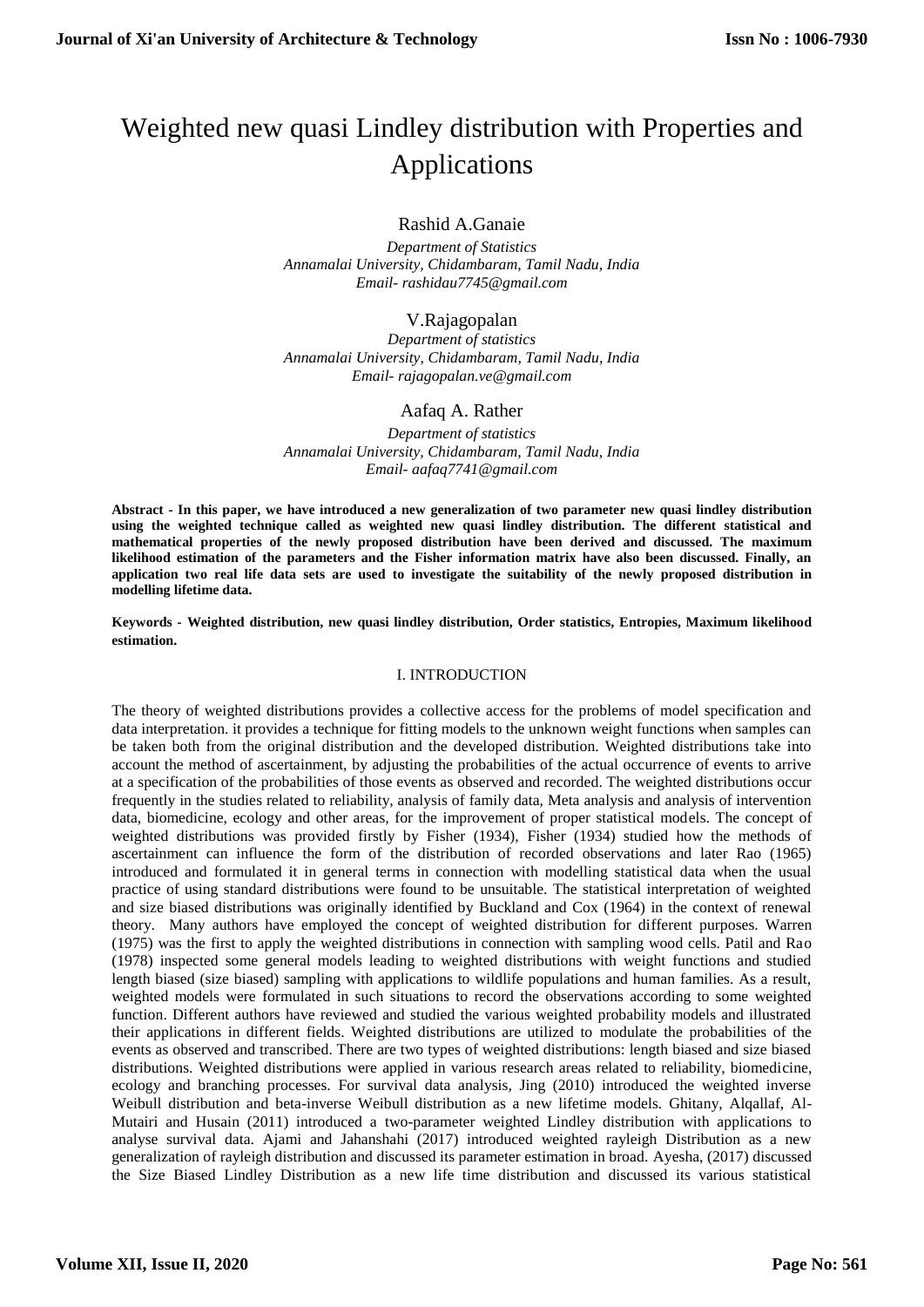# Weighted new quasi Lindley distribution with Properties and Applications

Rashid A.Ganaie

*Department of Statistics*
*Annamalai University, Chidambaram, Tamil Nadu, India*
*Email- rashidau7745@gmail.com*

V.Rajagopalan

*Department of statistics*
*Annamalai University, Chidambaram, Tamil Nadu, India*
*Email- rajagopalan.ve@gmail.com*

Aafaq A. Rather

*Department of statistics*
*Annamalai University, Chidambaram, Tamil Nadu, India*
*Email- aafaq7741@gmail.com*

**Abstract - In this paper, we have introduced a new generalization of two parameter new quasi lindley distribution using the weighted technique called as weighted new quasi lindley distribution. The different statistical and mathematical properties of the newly proposed distribution have been derived and discussed. The maximum likelihood estimation of the parameters and the Fisher information matrix have also been discussed. Finally, an application two real life data sets are used to investigate the suitability of the newly proposed distribution in modelling lifetime data.**

**Keywords - Weighted distribution, new quasi lindley distribution, Order statistics, Entropies, Maximum likelihood estimation.**

## I. INTRODUCTION

The theory of weighted distributions provides a collective access for the problems of model specification and data interpretation. it provides a technique for fitting models to the unknown weight functions when samples can be taken both from the original distribution and the developed distribution. Weighted distributions take into account the method of ascertainment, by adjusting the probabilities of the actual occurrence of events to arrive at a specification of the probabilities of those events as observed and recorded. The weighted distributions occur frequently in the studies related to reliability, analysis of family data, Meta analysis and analysis of intervention data, biomedicine, ecology and other areas, for the improvement of proper statistical models. The concept of weighted distributions was provided firstly by Fisher (1934), Fisher (1934) studied how the methods of ascertainment can influence the form of the distribution of recorded observations and later Rao (1965) introduced and formulated it in general terms in connection with modelling statistical data when the usual practice of using standard distributions were found to be unsuitable. The statistical interpretation of weighted and size biased distributions was originally identified by Buckland and Cox (1964) in the context of renewal theory. Many authors have employed the concept of weighted distribution for different purposes. Warren (1975) was the first to apply the weighted distributions in connection with sampling wood cells. Patil and Rao (1978) inspected some general models leading to weighted distributions with weight functions and studied length biased (size biased) sampling with applications to wildlife populations and human families. As a result, weighted models were formulated in such situations to record the observations according to some weighted function. Different authors have reviewed and studied the various weighted probability models and illustrated their applications in different fields. Weighted distributions are utilized to modulate the probabilities of the events as observed and transcribed. There are two types of weighted distributions: length biased and size biased distributions. Weighted distributions were applied in various research areas related to reliability, biomedicine, ecology and branching processes. For survival data analysis, Jing (2010) introduced the weighted inverse Weibull distribution and beta-inverse Weibull distribution as a new lifetime models. Ghitany, Alqallaf, Al-Mutairi and Husain (2011) introduced a two-parameter weighted Lindley distribution with applications to analyse survival data. Ajami and Jahanshahi (2017) introduced weighted rayleigh Distribution as a new generalization of rayleigh distribution and discussed its parameter estimation in broad. Ayesha, (2017) discussed the Size Biased Lindley Distribution as a new life time distribution and discussed its various statistical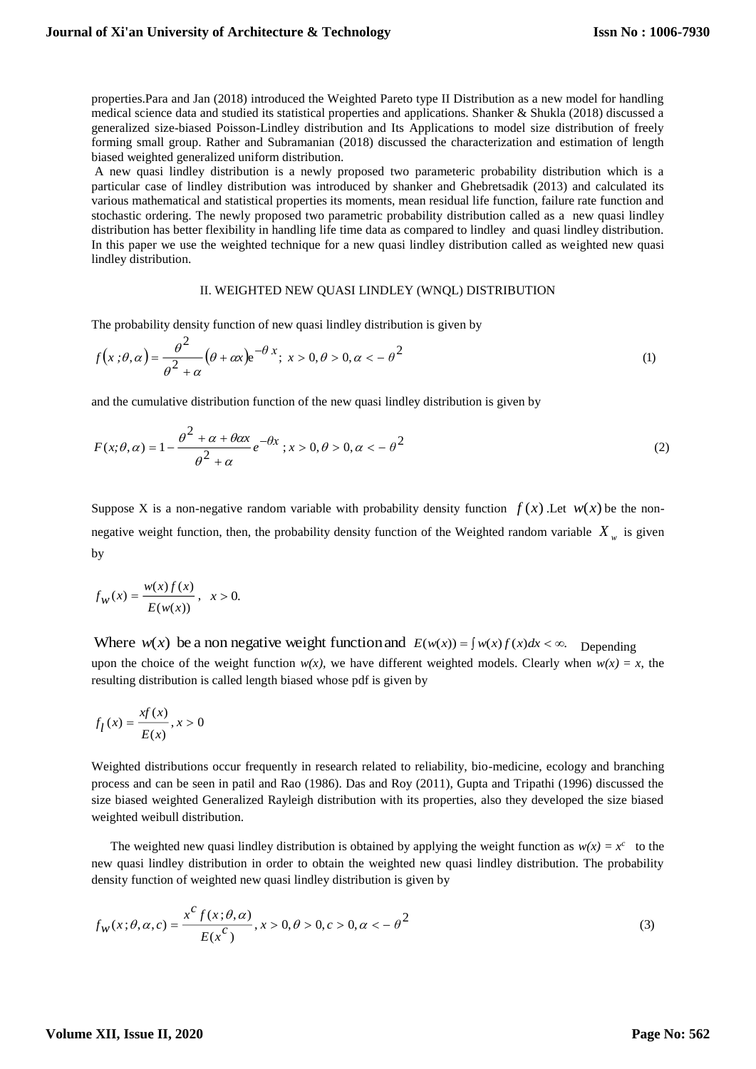properties.Para and Jan (2018) introduced the Weighted Pareto type II Distribution as a new model for handling medical science data and studied its statistical properties and applications. Shanker & Shukla (2018) discussed a generalized size-biased Poisson-Lindley distribution and Its Applications to model size distribution of freely forming small group. Rather and Subramanian (2018) discussed the characterization and estimation of length biased weighted generalized uniform distribution.

A new quasi lindley distribution is a newly proposed two parameteric probability distribution which is a particular case of lindley distribution was introduced by shanker and Ghebretsadik (2013) and calculated its various mathematical and statistical properties its moments, mean residual life function, failure rate function and stochastic ordering. The newly proposed two parametric probability distribution called as a new quasi lindley distribution has better flexibility in handling life time data as compared to lindley and quasi lindley distribution. In this paper we use the weighted technique for a new quasi lindley distribution called as weighted new quasi lindley distribution.

## II. WEIGHTED NEW QUASI LINDLEY (WNQL) DISTRIBUTION

The probability density function of new quasi lindley distribution is given by

$$f(x;\theta,\alpha)=\frac{\theta^2}{\theta^2+\alpha}(\theta+\alpha x)e^{-\theta x};\ x>0,\theta>0,\alpha<-\theta^2 \tag{1}$$

and the cumulative distribution function of the new quasi lindley distribution is given by

$$F(x;\theta,\alpha)=1-\frac{\theta^2+\alpha+\theta\alpha x}{\theta^2+\alpha}e^{-\theta x};\ x>0,\theta>0,\alpha<-\theta^2 \tag{2}$$

Suppose X is a non-negative random variable with probability density function $f(x)$ .Let $w(x)$ be the non-negative weight function, then, the probability density function of the Weighted random variable $X_w$ is given by

$$f_W(x)=\frac{w(x)f(x)}{E(w(x))},\ \ x>0.$$

Where $w(x)$ be a non negative weight function and $E(w(x))=\int w(x)f(x)dx<\infty.$ Depending upon the choice of the weight function *w(x),* we have different weighted models. Clearly when *w(x) = x*, the resulting distribution is called length biased whose pdf is given by

$$f_l(x)=\frac{xf(x)}{E(x)},x>0$$

Weighted distributions occur frequently in research related to reliability, bio-medicine, ecology and branching process and can be seen in patil and Rao (1986). Das and Roy (2011), Gupta and Tripathi (1996) discussed the size biased weighted Generalized Rayleigh distribution with its properties, also they developed the size biased weighted weibull distribution.

The weighted new quasi lindley distribution is obtained by applying the weight function as $w(x)=x^c$ to the new quasi lindley distribution in order to obtain the weighted new quasi lindley distribution. The probability density function of weighted new quasi lindley distribution is given by

$$f_W(x;\theta,\alpha,c)=\frac{x^c f(x;\theta,\alpha)}{E(x^c)},x>0,\theta>0,c>0,\alpha<-\theta^2 \tag{3}$$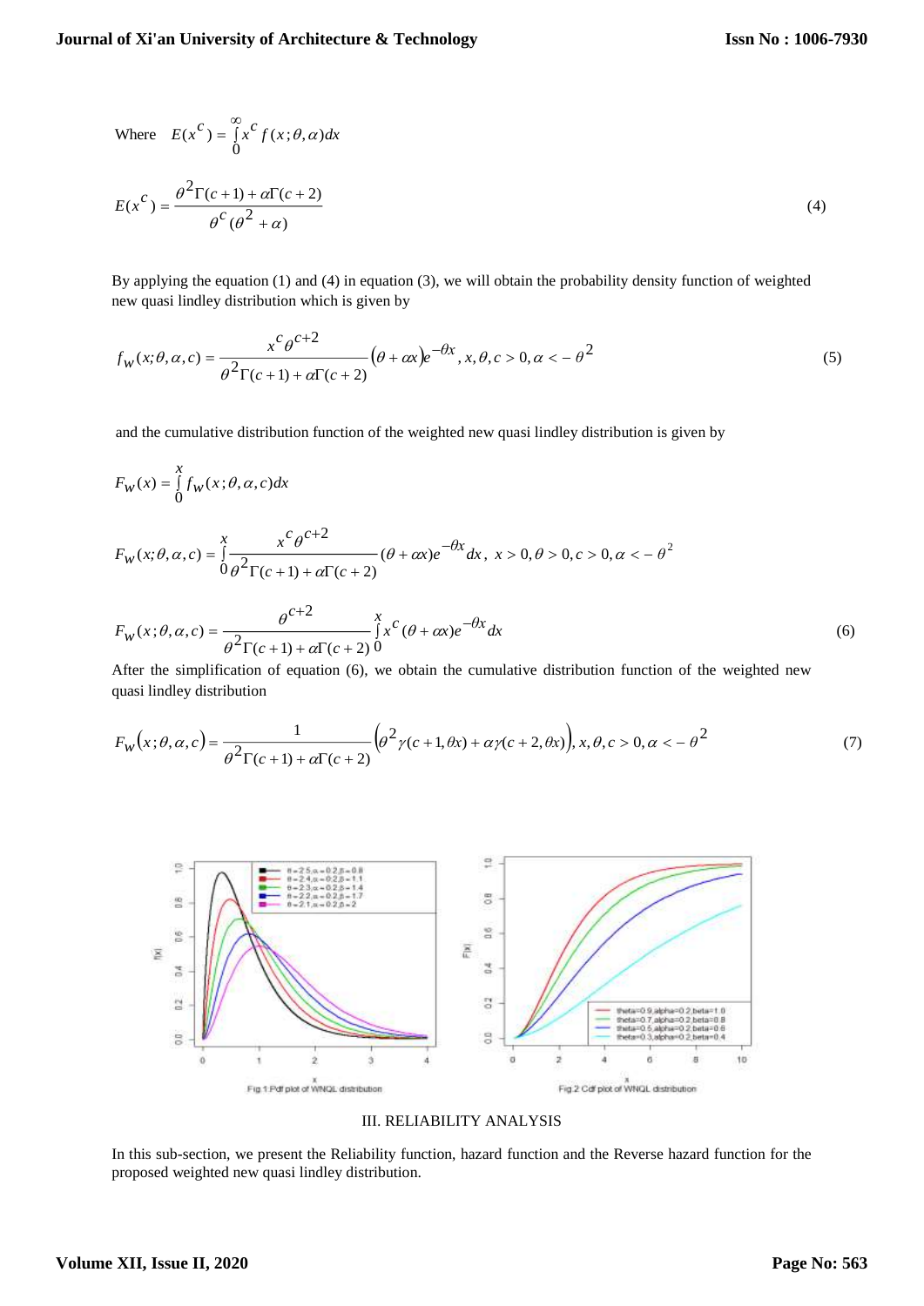Where $E(x^c) = \int_0^\infty x^c f(x;\theta,\alpha)dx$

$$E(x^c) = \frac{\theta^2\Gamma(c+1) + \alpha\Gamma(c+2)}{\theta^c(\theta^2+\alpha)} \tag{4}$$

By applying the equation (1) and (4) in equation (3), we will obtain the probability density function of weighted new quasi lindley distribution which is given by

$$f_w(x;\theta,\alpha,c) = \frac{x^c\theta^{c+2}}{\theta^2\Gamma(c+1)+\alpha\Gamma(c+2)}(\theta+\alpha x)e^{-\theta x}, x,\theta,c>0, \alpha<-\theta^2 \tag{5}$$

and the cumulative distribution function of the weighted new quasi lindley distribution is given by

$$F_w(x) = \int_0^x f_w(x;\theta,\alpha,c)dx$$

$$F_w(x;\theta,\alpha,c) = \int_0^x \frac{x^c\theta^{c+2}}{\theta^2\Gamma(c+1)+\alpha\Gamma(c+2)}(\theta+\alpha x)e^{-\theta x}dx,\; x>0, \theta>0, c>0, \alpha<-\theta^2$$

$$F_w(x;\theta,\alpha,c) = \frac{\theta^{c+2}}{\theta^2\Gamma(c+1)+\alpha\Gamma(c+2)}\int_0^x x^c(\theta+\alpha x)e^{-\theta x}dx \tag{6}$$

After the simplification of equation (6), we obtain the cumulative distribution function of the weighted new quasi lindley distribution

$$F_w(x;\theta,\alpha,c) = \frac{1}{\theta^2\Gamma(c+1)+\alpha\Gamma(c+2)}\left(\theta^2\gamma(c+1,\theta x)+\alpha\gamma(c+2,\theta x)\right), x,\theta,c>0, \alpha<-\theta^2 \tag{7}$$

Fig 1 Pdf plot of WNQL distribution

Fig 2 Cdf plot of WNQL distribution

## III. RELIABILITY ANALYSIS

In this sub-section, we present the Reliability function, hazard function and the Reverse hazard function for the proposed weighted new quasi lindley distribution.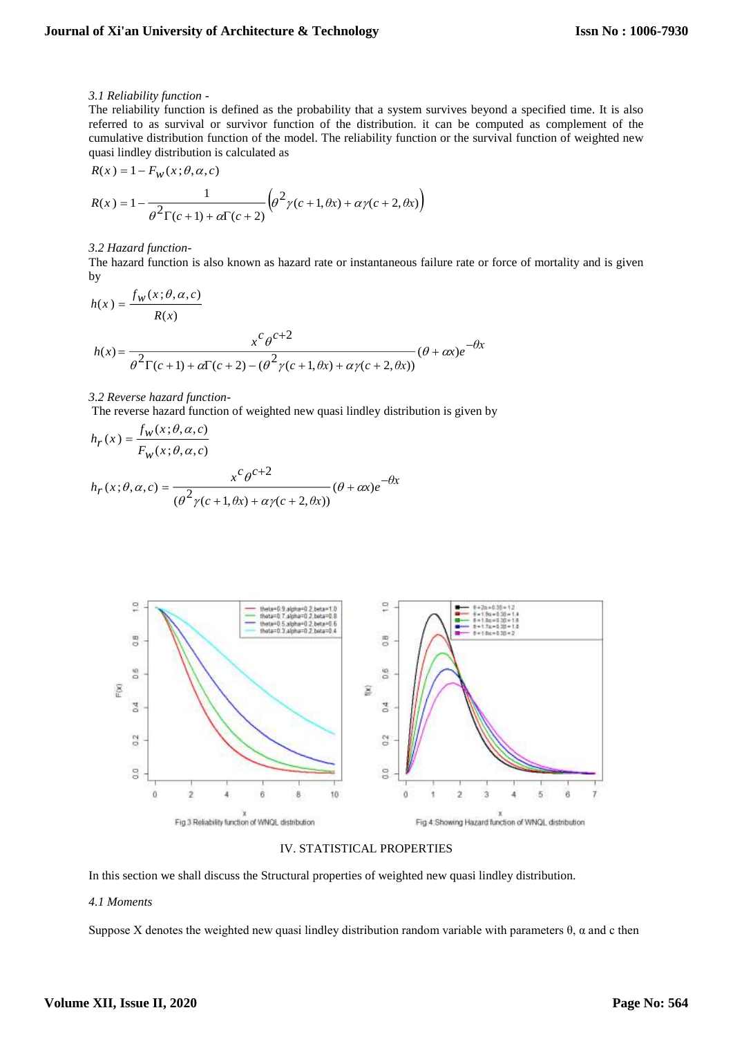*3.1 Reliability function -*

The reliability function is defined as the probability that a system survives beyond a specified time. It is also referred to as survival or survivor function of the distribution. it can be computed as complement of the cumulative distribution function of the model. The reliability function or the survival function of weighted new quasi lindley distribution is calculated as

$$R(x) = 1 - F_w(x;\theta,\alpha,c)$$

$$R(x) = 1 - \frac{1}{\theta^2 \Gamma(c+1) + \alpha\Gamma(c+2)} \left(\theta^2 \gamma(c+1,\theta x) + \alpha\gamma(c+2,\theta x)\right)$$

*3.2 Hazard function-*

The hazard function is also known as hazard rate or instantaneous failure rate or force of mortality and is given by

$$h(x) = \frac{f_w(x;\theta,\alpha,c)}{R(x)}$$

$$h(x) = \frac{x^c \theta^{c+2}}{\theta^2 \Gamma(c+1) + \alpha\Gamma(c+2) - (\theta^2 \gamma(c+1,\theta x) + \alpha\gamma(c+2,\theta x))} (\theta + \alpha x) e^{-\theta x}$$

*3.2 Reverse hazard function-*

The reverse hazard function of weighted new quasi lindley distribution is given by

$$h_r(x) = \frac{f_w(x;\theta,\alpha,c)}{F_w(x;\theta,\alpha,c)}$$

$$h_r(x;\theta,\alpha,c) = \frac{x^c \theta^{c+2}}{(\theta^2 \gamma(c+1,\theta x) + \alpha\gamma(c+2,\theta x))} (\theta + \alpha x) e^{-\theta x}$$

Fig 3 Reliability function of WNQL distribution

Fig 4 Showing Hazard function of WNQL distribution

## IV. STATISTICAL PROPERTIES

In this section we shall discuss the Structural properties of weighted new quasi lindley distribution.

*4.1 Moments*

Suppose X denotes the weighted new quasi lindley distribution random variable with parameters θ, α and c then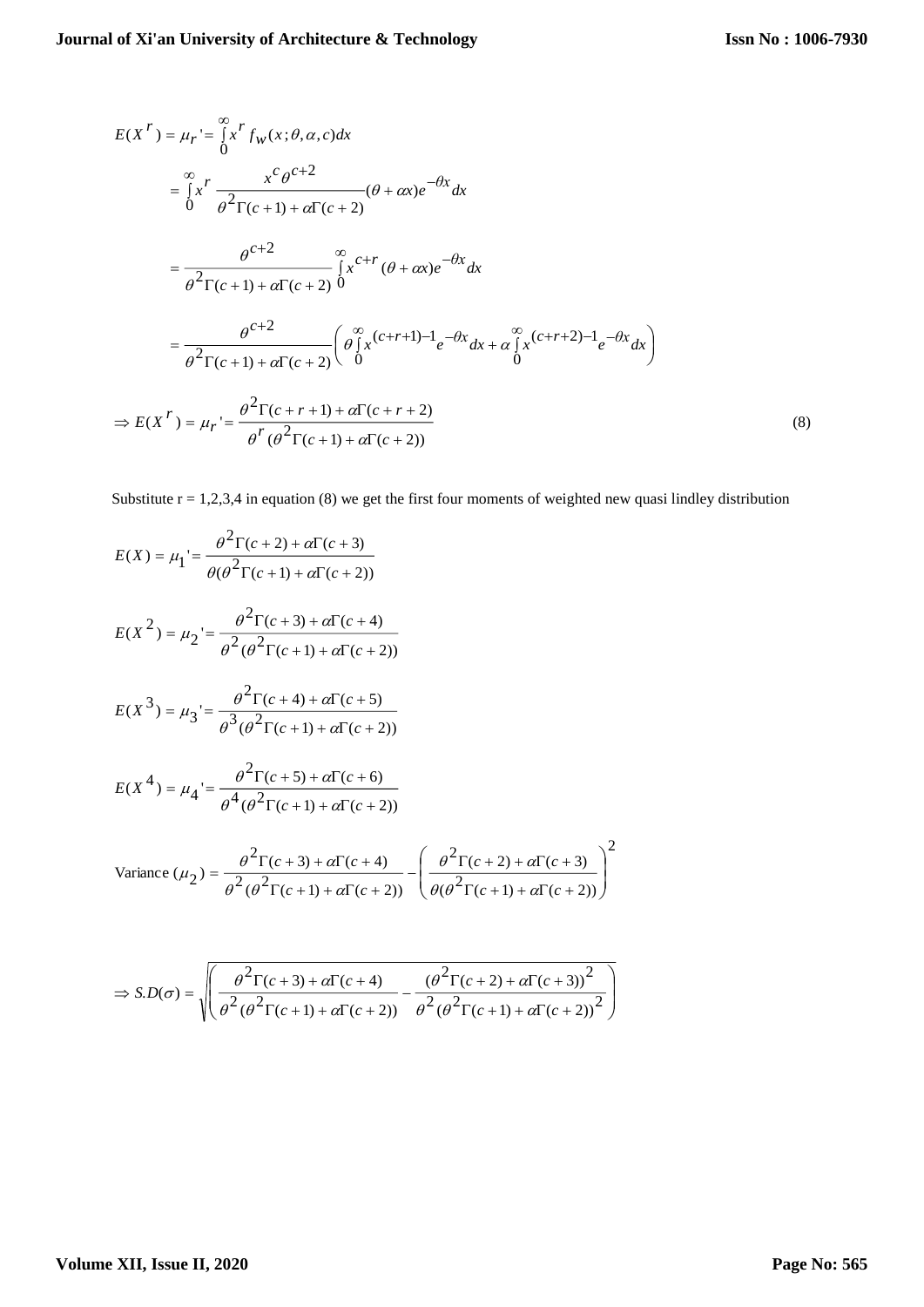$$E(X^r) = \mu_r' = \int_0^\infty x^r f_w(x;\theta,\alpha,c)dx$$

$$= \int_0^\infty x^r \frac{x^c \theta^{c+2}}{\theta^2 \Gamma(c+1) + \alpha\Gamma(c+2)} (\theta + \alpha x) e^{-\theta x} dx$$

$$= \frac{\theta^{c+2}}{\theta^2 \Gamma(c+1) + \alpha\Gamma(c+2)} \int_0^\infty x^{c+r} (\theta + \alpha x) e^{-\theta x} dx$$

$$= \frac{\theta^{c+2}}{\theta^2 \Gamma(c+1) + \alpha\Gamma(c+2)} \left( \theta \int_0^\infty x^{(c+r+1)-1} e^{-\theta x} dx + \alpha \int_0^\infty x^{(c+r+2)-1} e^{-\theta x} dx \right)$$

$$\Rightarrow E(X^r) = \mu_r' = \frac{\theta^2 \Gamma(c+r+1) + \alpha\Gamma(c+r+2)}{\theta^r (\theta^2 \Gamma(c+1) + \alpha\Gamma(c+2))} \tag{8}$$

Substitute r = 1,2,3,4 in equation (8) we get the first four moments of weighted new quasi lindley distribution

$$E(X) = \mu_1' = \frac{\theta^2 \Gamma(c+2) + \alpha\Gamma(c+3)}{\theta(\theta^2 \Gamma(c+1) + \alpha\Gamma(c+2))}$$

$$E(X^2) = \mu_2' = \frac{\theta^2 \Gamma(c+3) + \alpha\Gamma(c+4)}{\theta^2 (\theta^2 \Gamma(c+1) + \alpha\Gamma(c+2))}$$

$$E(X^3) = \mu_3' = \frac{\theta^2 \Gamma(c+4) + \alpha\Gamma(c+5)}{\theta^3 (\theta^2 \Gamma(c+1) + \alpha\Gamma(c+2))}$$

$$E(X^4) = \mu_4' = \frac{\theta^2 \Gamma(c+5) + \alpha\Gamma(c+6)}{\theta^4 (\theta^2 \Gamma(c+1) + \alpha\Gamma(c+2))}$$

$$\text{Variance } (\mu_2) = \frac{\theta^2 \Gamma(c+3) + \alpha\Gamma(c+4)}{\theta^2 (\theta^2 \Gamma(c+1) + \alpha\Gamma(c+2))} - \left( \frac{\theta^2 \Gamma(c+2) + \alpha\Gamma(c+3)}{\theta(\theta^2 \Gamma(c+1) + \alpha\Gamma(c+2))} \right)^2$$

$$\Rightarrow S.D(\sigma) = \sqrt{\left( \frac{\theta^2 \Gamma(c+3) + \alpha\Gamma(c+4)}{\theta^2 (\theta^2 \Gamma(c+1) + \alpha\Gamma(c+2))} - \frac{(\theta^2 \Gamma(c+2) + \alpha\Gamma(c+3))^2}{\theta^2 (\theta^2 \Gamma(c+1) + \alpha\Gamma(c+2))^2} \right)}$$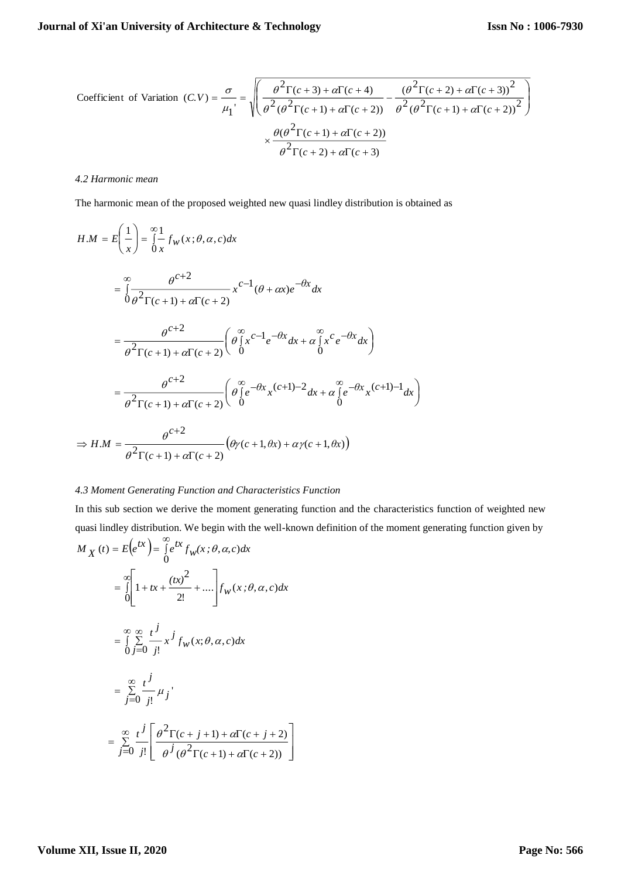$$\text{Coefficient of Variation } (C.V) = \frac{\sigma}{\mu_1'} = \sqrt{\left(\frac{\theta^2\Gamma(c+3)+\alpha\Gamma(c+4)}{\theta^2(\theta^2\Gamma(c+1)+\alpha\Gamma(c+2))} - \frac{(\theta^2\Gamma(c+2)+\alpha\Gamma(c+3))^2}{\theta^2(\theta^2\Gamma(c+1)+\alpha\Gamma(c+2))^2}\right)} \times \frac{\theta(\theta^2\Gamma(c+1)+\alpha\Gamma(c+2))}{\theta^2\Gamma(c+2)+\alpha\Gamma(c+3)}$$

### *4.2 Harmonic mean*

The harmonic mean of the proposed weighted new quasi lindley distribution is obtained as

$$H.M = E\left(\frac{1}{x}\right) = \int_0^\infty \frac{1}{x} f_W(x;\theta,\alpha,c)dx$$

$$= \int_0^\infty \frac{\theta^{c+2}}{\theta^2\Gamma(c+1)+\alpha\Gamma(c+2)} x^{c-1}(\theta+\alpha x)e^{-\theta x}dx$$

$$= \frac{\theta^{c+2}}{\theta^2\Gamma(c+1)+\alpha\Gamma(c+2)}\left(\theta\int_0^\infty x^{c-1}e^{-\theta x}dx + \alpha\int_0^\infty x^c e^{-\theta x}dx\right)$$

$$= \frac{\theta^{c+2}}{\theta^2\Gamma(c+1)+\alpha\Gamma(c+2)}\left(\theta\int_0^\infty e^{-\theta x}x^{(c+1)-2}dx + \alpha\int_0^\infty e^{-\theta x}x^{(c+1)-1}dx\right)$$

$$\Rightarrow H.M = \frac{\theta^{c+2}}{\theta^2\Gamma(c+1)+\alpha\Gamma(c+2)}\big(\theta\gamma(c+1,\theta x)+\alpha\gamma(c+1,\theta x)\big)$$

### *4.3 Moment Generating Function and Characteristics Function*

In this sub section we derive the moment generating function and the characteristics function of weighted new quasi lindley distribution. We begin with the well-known definition of the moment generating function given by

$$M_X(t) = E\left(e^{tx}\right) = \int_0^\infty e^{tx} f_W(x;\theta,\alpha,c)dx$$

$$= \int_0^\infty \left[1+tx+\frac{(tx)^2}{2!}+\dots\right] f_W(x;\theta,\alpha,c)dx$$

$$= \int_0^\infty \sum_{j=0}^\infty \frac{t^j}{j!} x^j f_W(x;\theta,\alpha,c)dx$$

$$= \sum_{j=0}^\infty \frac{t^j}{j!}\mu_j'$$

$$= \sum_{j=0}^\infty \frac{t^j}{j!}\left[\frac{\theta^2\Gamma(c+j+1)+\alpha\Gamma(c+j+2)}{\theta^j(\theta^2\Gamma(c+1)+\alpha\Gamma(c+2))}\right]$$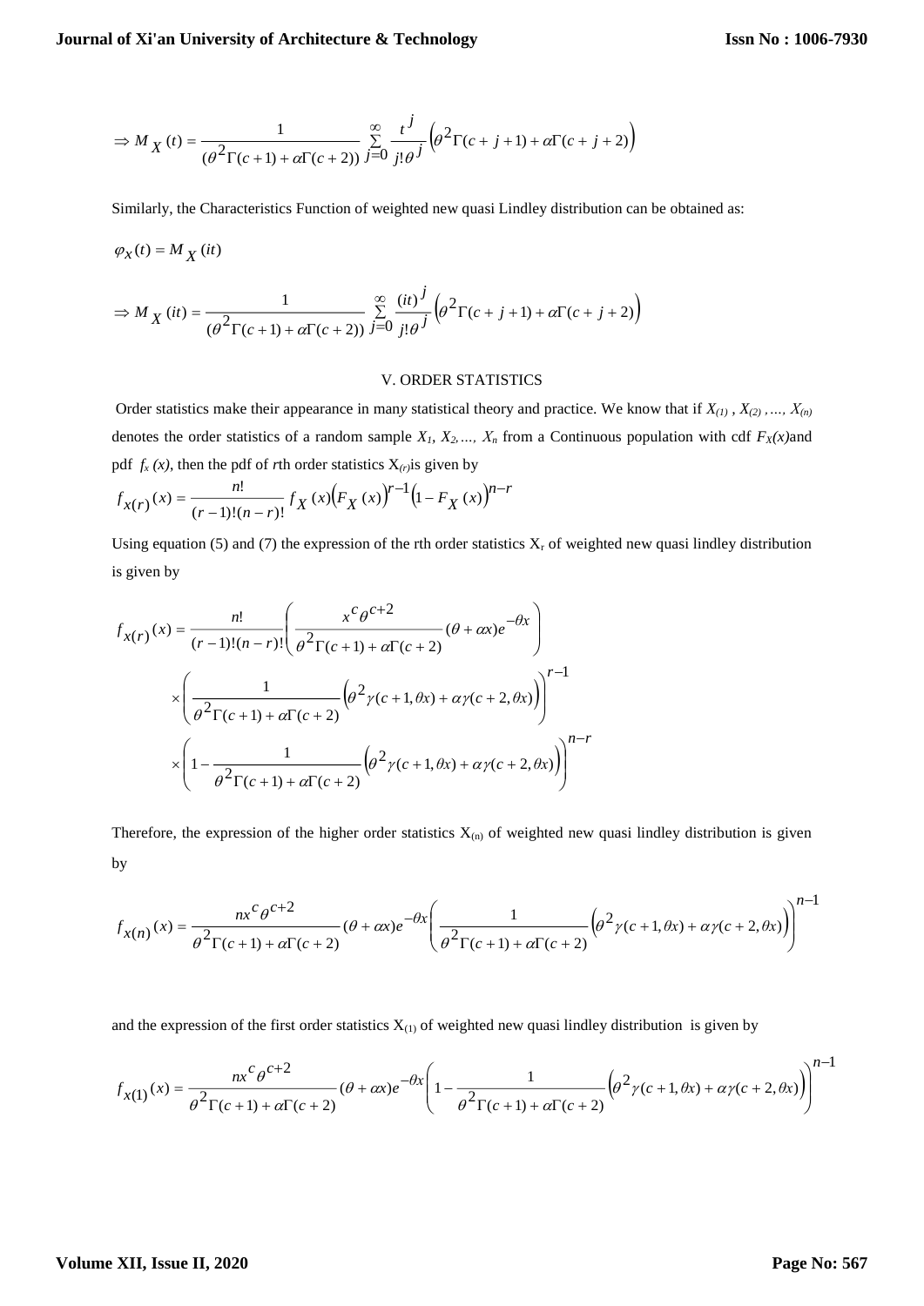$$\Rightarrow M_X(t) = \frac{1}{(\theta^2\Gamma(c+1) + \alpha\Gamma(c+2))} \sum_{j=0}^{\infty} \frac{t^j}{j!\theta^j}\left(\theta^2\Gamma(c+j+1) + \alpha\Gamma(c+j+2)\right)$$

Similarly, the Characteristics Function of weighted new quasi Lindley distribution can be obtained as:

$$\varphi_X(t) = M_X(it)$$

$$\Rightarrow M_X(it) = \frac{1}{(\theta^2\Gamma(c+1) + \alpha\Gamma(c+2))} \sum_{j=0}^{\infty} \frac{(it)^j}{j!\theta^j}\left(\theta^2\Gamma(c+j+1) + \alpha\Gamma(c+j+2)\right)$$

## V. ORDER STATISTICS

Order statistics make their appearance in many statistical theory and practice. We know that if $X_{(1)}, X_{(2)}, \ldots, X_{(n)}$ denotes the order statistics of a random sample $X_1, X_2, \ldots, X_n$ from a Continuous population with cdf $F_X(x)$and pdf $f_x(x)$, then the pdf of $r$th order statistics $X_{(r)}$is given by

$$f_{x(r)}(x) = \frac{n!}{(r-1)!(n-r)!} f_X(x)\left(F_X(x)\right)^{r-1}\left(1 - F_X(x)\right)^{n-r}$$

Using equation (5) and (7) the expression of the rth order statistics $X_r$ of weighted new quasi lindley distribution is given by

$$f_{x(r)}(x) = \frac{n!}{(r-1)!(n-r)!}\left(\frac{x^c\theta^{c+2}}{\theta^2\Gamma(c+1) + \alpha\Gamma(c+2)}(\theta + \alpha x)e^{-\theta x}\right)$$
$$\times\left(\frac{1}{\theta^2\Gamma(c+1) + \alpha\Gamma(c+2)}\left(\theta^2\gamma(c+1,\theta x) + \alpha\gamma(c+2,\theta x)\right)\right)^{r-1}$$
$$\times\left(1 - \frac{1}{\theta^2\Gamma(c+1) + \alpha\Gamma(c+2)}\left(\theta^2\gamma(c+1,\theta x) + \alpha\gamma(c+2,\theta x)\right)\right)^{n-r}$$

Therefore, the expression of the higher order statistics $X_{(n)}$ of weighted new quasi lindley distribution is given by

$$f_{x(n)}(x) = \frac{nx^c\theta^{c+2}}{\theta^2\Gamma(c+1) + \alpha\Gamma(c+2)}(\theta + \alpha x)e^{-\theta x}\left(\frac{1}{\theta^2\Gamma(c+1) + \alpha\Gamma(c+2)}\left(\theta^2\gamma(c+1,\theta x) + \alpha\gamma(c+2,\theta x)\right)\right)^{n-1}$$

and the expression of the first order statistics $X_{(1)}$ of weighted new quasi lindley distribution is given by

$$f_{x(1)}(x) = \frac{nx^c\theta^{c+2}}{\theta^2\Gamma(c+1) + \alpha\Gamma(c+2)}(\theta + \alpha x)e^{-\theta x}\left(1 - \frac{1}{\theta^2\Gamma(c+1) + \alpha\Gamma(c+2)}\left(\theta^2\gamma(c+1,\theta x) + \alpha\gamma(c+2,\theta x)\right)\right)^{n-1}$$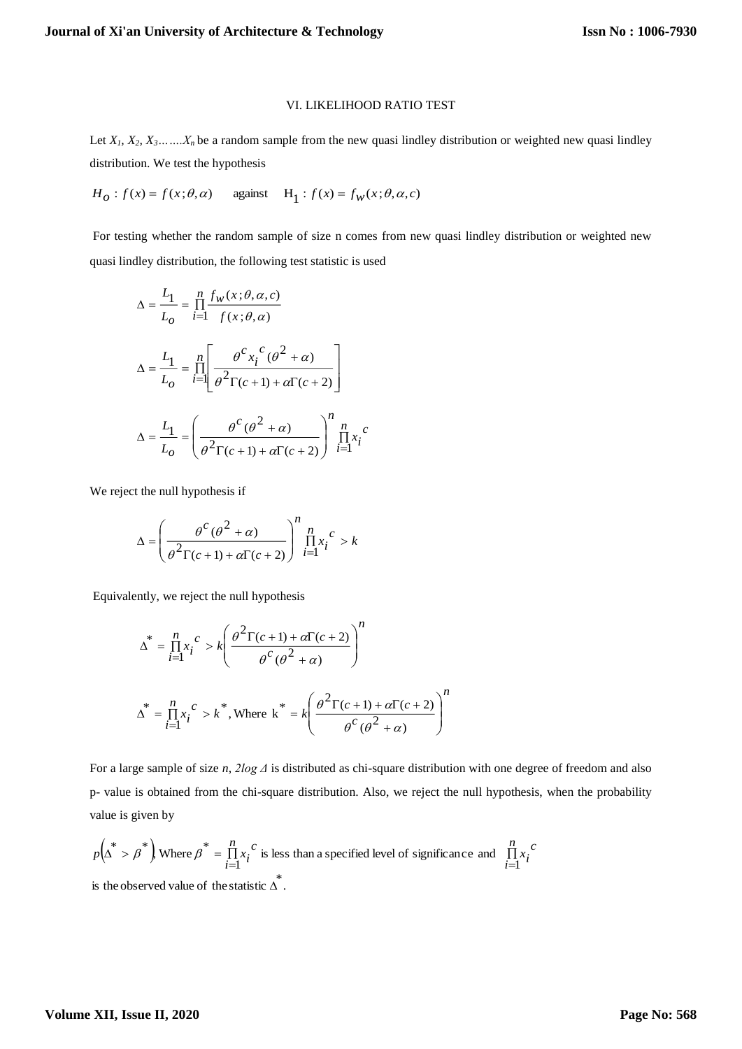## VI. LIKELIHOOD RATIO TEST

Let $X_1, X_2, X_3 \ldots\ldots X_n$ be a random sample from the new quasi lindley distribution or weighted new quasi lindley distribution. We test the hypothesis

$$H_o : f(x) = f(x;\theta,\alpha) \quad \text{against} \quad H_1 : f(x) = f_w(x;\theta,\alpha,c)$$

For testing whether the random sample of size n comes from new quasi lindley distribution or weighted new quasi lindley distribution, the following test statistic is used

$$\Delta = \frac{L_1}{L_o} = \prod_{i=1}^{n} \frac{f_w(x;\theta,\alpha,c)}{f(x;\theta,\alpha)}$$

$$\Delta = \frac{L_1}{L_o} = \prod_{i=1}^{n} \left[ \frac{\theta^c x_i^{\,c} (\theta^2 + \alpha)}{\theta^2 \Gamma(c+1) + \alpha \Gamma(c+2)} \right]$$

$$\Delta = \frac{L_1}{L_o} = \left( \frac{\theta^c (\theta^2 + \alpha)}{\theta^2 \Gamma(c+1) + \alpha \Gamma(c+2)} \right)^n \prod_{i=1}^{n} x_i^{\,c}$$

We reject the null hypothesis if

$$\Delta = \left( \frac{\theta^c (\theta^2 + \alpha)}{\theta^2 \Gamma(c+1) + \alpha \Gamma(c+2)} \right)^n \prod_{i=1}^{n} x_i^{\,c} > k$$

Equivalently, we reject the null hypothesis

$$\Delta^* = \prod_{i=1}^{n} x_i^{\,c} > k \left( \frac{\theta^2 \Gamma(c+1) + \alpha \Gamma(c+2)}{\theta^c (\theta^2 + \alpha)} \right)^n$$

$$\Delta^* = \prod_{i=1}^{n} x_i^{\,c} > k^*, \text{ Where } k^* = k \left( \frac{\theta^2 \Gamma(c+1) + \alpha \Gamma(c+2)}{\theta^c (\theta^2 + \alpha)} \right)^n$$

For a large sample of size $n$, $2\log \Delta$ is distributed as chi-square distribution with one degree of freedom and also p- value is obtained from the chi-square distribution. Also, we reject the null hypothesis, when the probability value is given by

$p\left(\Delta^* > \beta^*\right)$, Where $\beta^* = \prod_{i=1}^{n} x_i^{\,c}$ is less than a specified level of significance and $\prod_{i=1}^{n} x_i^{\,c}$ is the observed value of the statistic $\Delta^*$.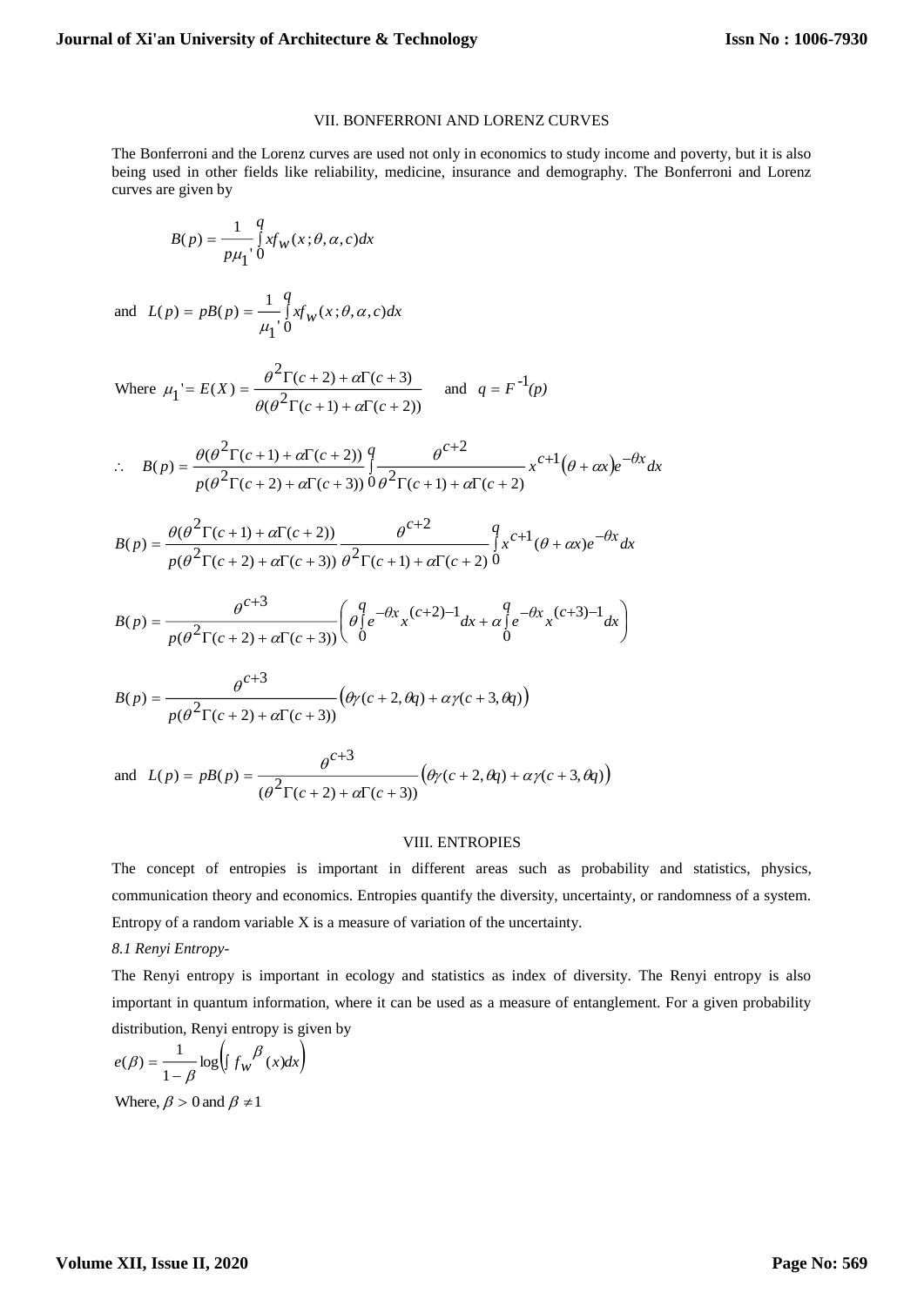## VII. BONFERRONI AND LORENZ CURVES

The Bonferroni and the Lorenz curves are used not only in economics to study income and poverty, but it is also being used in other fields like reliability, medicine, insurance and demography. The Bonferroni and Lorenz curves are given by

$$B(p) = \frac{1}{p\mu_1'}\int_0^q x f_w(x;\theta,\alpha,c)dx$$

and $L(p) = pB(p) = \dfrac{1}{\mu_1'}\displaystyle\int_0^q x f_w(x;\theta,\alpha,c)dx$

Where $\mu_1' = E(X) = \dfrac{\theta^2\Gamma(c+2)+\alpha\Gamma(c+3)}{\theta(\theta^2\Gamma(c+1)+\alpha\Gamma(c+2))}$ and $q = F^{-1}(p)$

$$\therefore \quad B(p) = \frac{\theta(\theta^2\Gamma(c+1)+\alpha\Gamma(c+2))}{p(\theta^2\Gamma(c+2)+\alpha\Gamma(c+3))}\int_0^q \frac{\theta^{c+2}}{\theta^2\Gamma(c+1)+\alpha\Gamma(c+2)} x^{c+1}\left(\theta+\alpha x\right)e^{-\theta x}dx$$

$$B(p) = \frac{\theta(\theta^2\Gamma(c+1)+\alpha\Gamma(c+2))}{p(\theta^2\Gamma(c+2)+\alpha\Gamma(c+3))}\frac{\theta^{c+2}}{\theta^2\Gamma(c+1)+\alpha\Gamma(c+2)}\int_0^q x^{c+1}(\theta+\alpha x)e^{-\theta x}dx$$

$$B(p) = \frac{\theta^{c+3}}{p(\theta^2\Gamma(c+2)+\alpha\Gamma(c+3))}\left(\theta\int_0^q e^{-\theta x}x^{(c+2)-1}dx + \alpha\int_0^q e^{-\theta x}x^{(c+3)-1}dx\right)$$

$$B(p) = \frac{\theta^{c+3}}{p(\theta^2\Gamma(c+2)+\alpha\Gamma(c+3))}\left(\theta\gamma(c+2,\theta q)+\alpha\gamma(c+3,\theta q)\right)$$

and $L(p) = pB(p) = \dfrac{\theta^{c+3}}{(\theta^2\Gamma(c+2)+\alpha\Gamma(c+3))}\left(\theta\gamma(c+2,\theta q)+\alpha\gamma(c+3,\theta q)\right)$

## VIII. ENTROPIES

The concept of entropies is important in different areas such as probability and statistics, physics, communication theory and economics. Entropies quantify the diversity, uncertainty, or randomness of a system. Entropy of a random variable X is a measure of variation of the uncertainty.

### *8.1 Renyi Entropy-*

The Renyi entropy is important in ecology and statistics as index of diversity. The Renyi entropy is also important in quantum information, where it can be used as a measure of entanglement. For a given probability distribution, Renyi entropy is given by

$$e(\beta) = \frac{1}{1-\beta}\log\left(\int f_w^{\beta}(x)dx\right)$$

Where, $\beta > 0$ and $\beta \neq 1$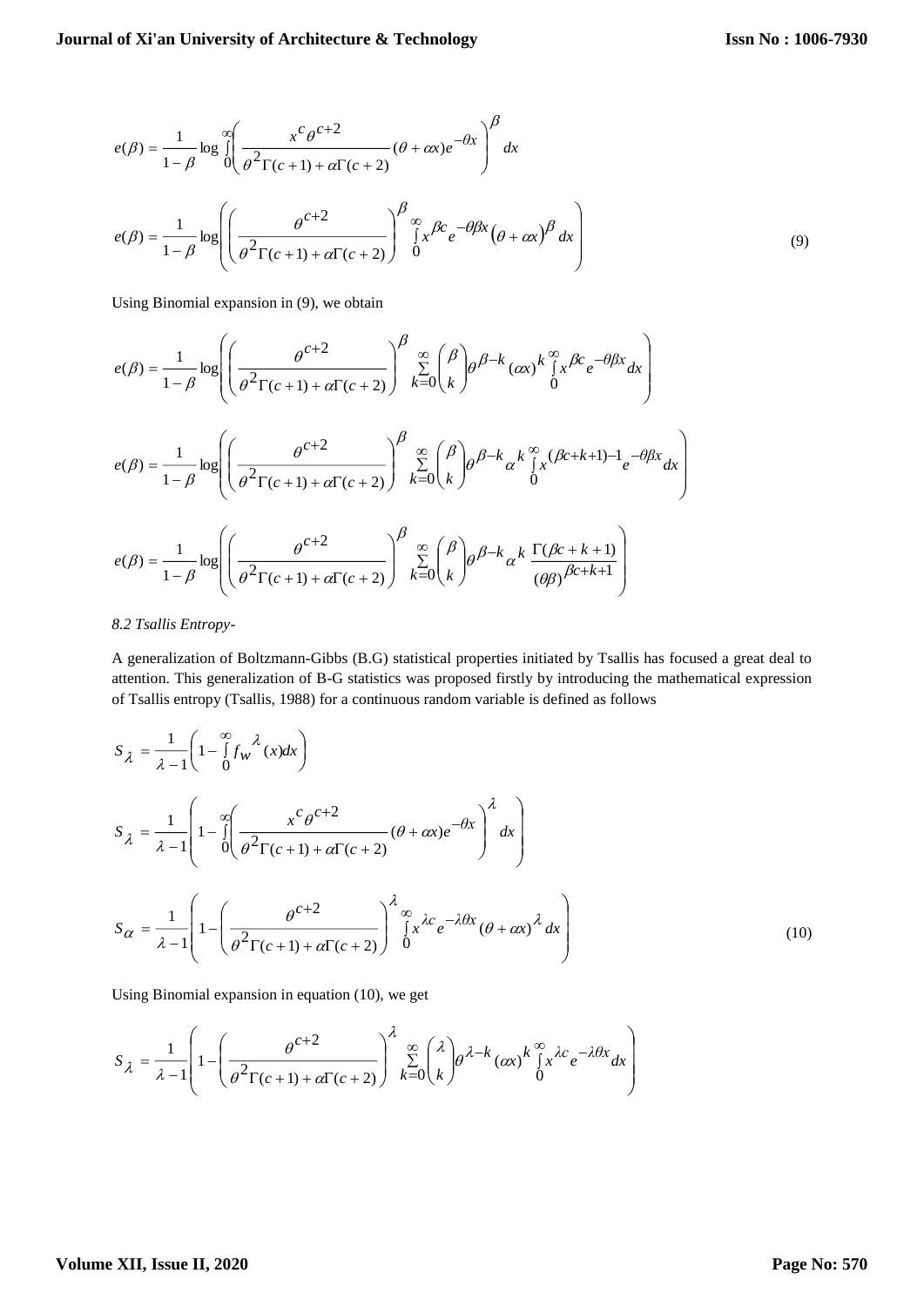$$e(\beta)=\frac{1}{1-\beta}\log\int_0^{\infty}\left(\frac{x^c\theta^{c+2}}{\theta^2\Gamma(c+1)+\alpha\Gamma(c+2)}(\theta+\alpha x)e^{-\theta x}\right)^{\beta}dx$$

$$e(\beta)=\frac{1}{1-\beta}\log\left(\left(\frac{\theta^{c+2}}{\theta^2\Gamma(c+1)+\alpha\Gamma(c+2)}\right)^{\beta}\int_0^{\infty}x^{\beta c}e^{-\theta\beta x}\left(\theta+\alpha x\right)^{\beta}dx\right) \tag{9}$$

Using Binomial expansion in (9), we obtain

$$e(\beta)=\frac{1}{1-\beta}\log\left(\left(\frac{\theta^{c+2}}{\theta^2\Gamma(c+1)+\alpha\Gamma(c+2)}\right)^{\beta}\sum_{k=0}^{\infty}\binom{\beta}{k}\theta^{\beta-k}(\alpha x)^k\int_0^{\infty}x^{\beta c}e^{-\theta\beta x}dx\right)$$

$$e(\beta)=\frac{1}{1-\beta}\log\left(\left(\frac{\theta^{c+2}}{\theta^2\Gamma(c+1)+\alpha\Gamma(c+2)}\right)^{\beta}\sum_{k=0}^{\infty}\binom{\beta}{k}\theta^{\beta-k}\alpha^k\int_0^{\infty}x^{(\beta c+k+1)-1}e^{-\theta\beta x}dx\right)$$

$$e(\beta)=\frac{1}{1-\beta}\log\left(\left(\frac{\theta^{c+2}}{\theta^2\Gamma(c+1)+\alpha\Gamma(c+2)}\right)^{\beta}\sum_{k=0}^{\infty}\binom{\beta}{k}\theta^{\beta-k}\alpha^k\frac{\Gamma(\beta c+k+1)}{(\theta\beta)^{\beta c+k+1}}\right)$$

*8.2 Tsallis Entropy-*

A generalization of Boltzmann-Gibbs (B.G) statistical properties initiated by Tsallis has focused a great deal to attention. This generalization of B-G statistics was proposed firstly by introducing the mathematical expression of Tsallis entropy (Tsallis, 1988) for a continuous random variable is defined as follows

$$S_{\lambda}=\frac{1}{\lambda-1}\left(1-\int_0^{\infty}f_w{}^{\lambda}(x)dx\right)$$

$$S_{\lambda}=\frac{1}{\lambda-1}\left(1-\int_0^{\infty}\left(\frac{x^c\theta^{c+2}}{\theta^2\Gamma(c+1)+\alpha\Gamma(c+2)}(\theta+\alpha x)e^{-\theta x}\right)^{\lambda}dx\right)$$

$$S_{\alpha}=\frac{1}{\lambda-1}\left(1-\left(\frac{\theta^{c+2}}{\theta^2\Gamma(c+1)+\alpha\Gamma(c+2)}\right)^{\lambda}\int_0^{\infty}x^{\lambda c}e^{-\lambda\theta x}(\theta+\alpha x)^{\lambda}dx\right) \tag{10}$$

Using Binomial expansion in equation (10), we get

$$S_{\lambda}=\frac{1}{\lambda-1}\left(1-\left(\frac{\theta^{c+2}}{\theta^2\Gamma(c+1)+\alpha\Gamma(c+2)}\right)^{\lambda}\sum_{k=0}^{\infty}\binom{\lambda}{k}\theta^{\lambda-k}(\alpha x)^k\int_0^{\infty}x^{\lambda c}e^{-\lambda\theta x}dx\right)$$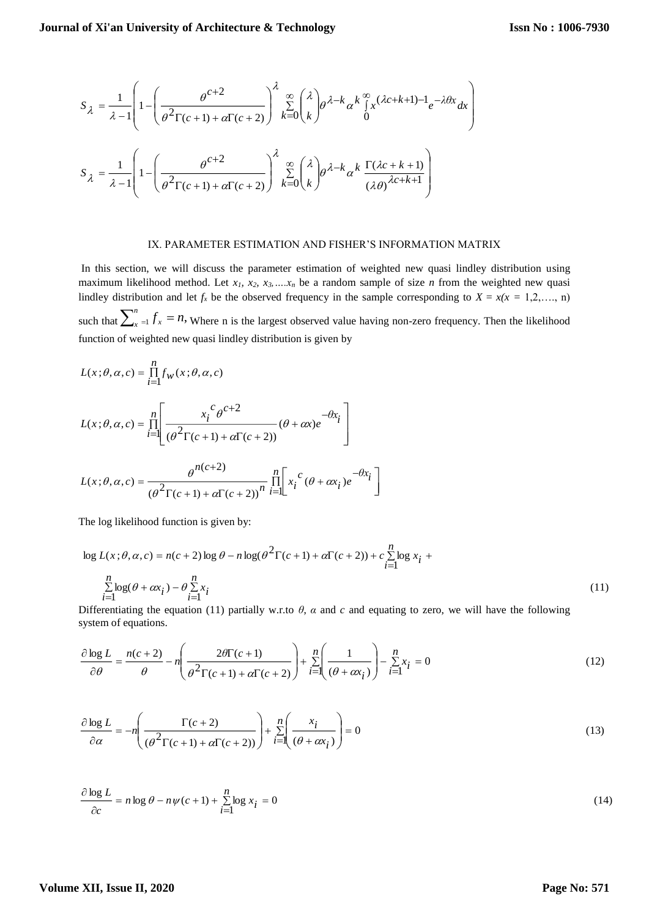$$S_{\lambda} = \frac{1}{\lambda - 1}\left(1 - \left(\frac{\theta^{c+2}}{\theta^{2}\Gamma(c+1) + \alpha\Gamma(c+2)}\right)^{\lambda} \sum_{k=0}^{\infty}\binom{\lambda}{k}\theta^{\lambda-k}\alpha^{k}\int_{0}^{\infty}x^{(\lambda c+k+1)-1}e^{-\lambda\theta x}dx\right)$$

$$S_{\lambda} = \frac{1}{\lambda - 1}\left(1 - \left(\frac{\theta^{c+2}}{\theta^{2}\Gamma(c+1) + \alpha\Gamma(c+2)}\right)^{\lambda} \sum_{k=0}^{\infty}\binom{\lambda}{k}\theta^{\lambda-k}\alpha^{k}\frac{\Gamma(\lambda c+k+1)}{(\lambda\theta)^{\lambda c+k+1}}\right)$$

## IX. PARAMETER ESTIMATION AND FISHER'S INFORMATION MATRIX

In this section, we will discuss the parameter estimation of weighted new quasi lindley distribution using maximum likelihood method. Let $x_1, x_2, x_3, \ldots. x_n$ be a random sample of size $n$ from the weighted new quasi lindley distribution and let $f_x$ be the observed frequency in the sample corresponding to $X = x(x = 1,2,\ldots., n)$ such that $\sum_{x=1}^{n} f_x = n$, Where n is the largest observed value having non-zero frequency. Then the likelihood function of weighted new quasi lindley distribution is given by

$$L(x;\theta,\alpha,c) = \prod_{i=1}^{n} f_w(x;\theta,\alpha,c)$$

$$L(x;\theta,\alpha,c) = \prod_{i=1}^{n}\left[\frac{x_i^{\,c}\,\theta^{c+2}}{(\theta^{2}\Gamma(c+1) + \alpha\Gamma(c+2))}(\theta + \alpha x)e^{-\theta x_i}\right]$$

$$L(x;\theta,\alpha,c) = \frac{\theta^{n(c+2)}}{(\theta^{2}\Gamma(c+1) + \alpha\Gamma(c+2))^{n}}\prod_{i=1}^{n}\left[x_i^{\,c}(\theta + \alpha x_i)e^{-\theta x_i}\right]$$

The log likelihood function is given by:

$$\log L(x;\theta,\alpha,c) = n(c+2)\log\theta - n\log(\theta^{2}\Gamma(c+1) + \alpha\Gamma(c+2)) + c\sum_{i=1}^{n}\log x_i + \sum_{i=1}^{n}\log(\theta + \alpha x_i) - \theta\sum_{i=1}^{n}x_i \tag{11}$$

Differentiating the equation (11) partially w.r.to $\theta$, $\alpha$ and $c$ and equating to zero, we will have the following system of equations.

$$\frac{\partial \log L}{\partial \theta} = \frac{n(c+2)}{\theta} - n\left(\frac{2\theta\Gamma(c+1)}{\theta^{2}\Gamma(c+1) + \alpha\Gamma(c+2)}\right) + \sum_{i=1}^{n}\left(\frac{1}{(\theta + \alpha x_i)}\right) - \sum_{i=1}^{n}x_i = 0 \tag{12}$$

$$\frac{\partial \log L}{\partial \alpha} = -n\left(\frac{\Gamma(c+2)}{(\theta^{2}\Gamma(c+1) + \alpha\Gamma(c+2))}\right) + \sum_{i=1}^{n}\left(\frac{x_i}{(\theta + \alpha x_i)}\right) = 0 \tag{13}$$

$$\frac{\partial \log L}{\partial c} = n\log\theta - n\psi(c+1) + \sum_{i=1}^{n}\log x_i = 0 \tag{14}$$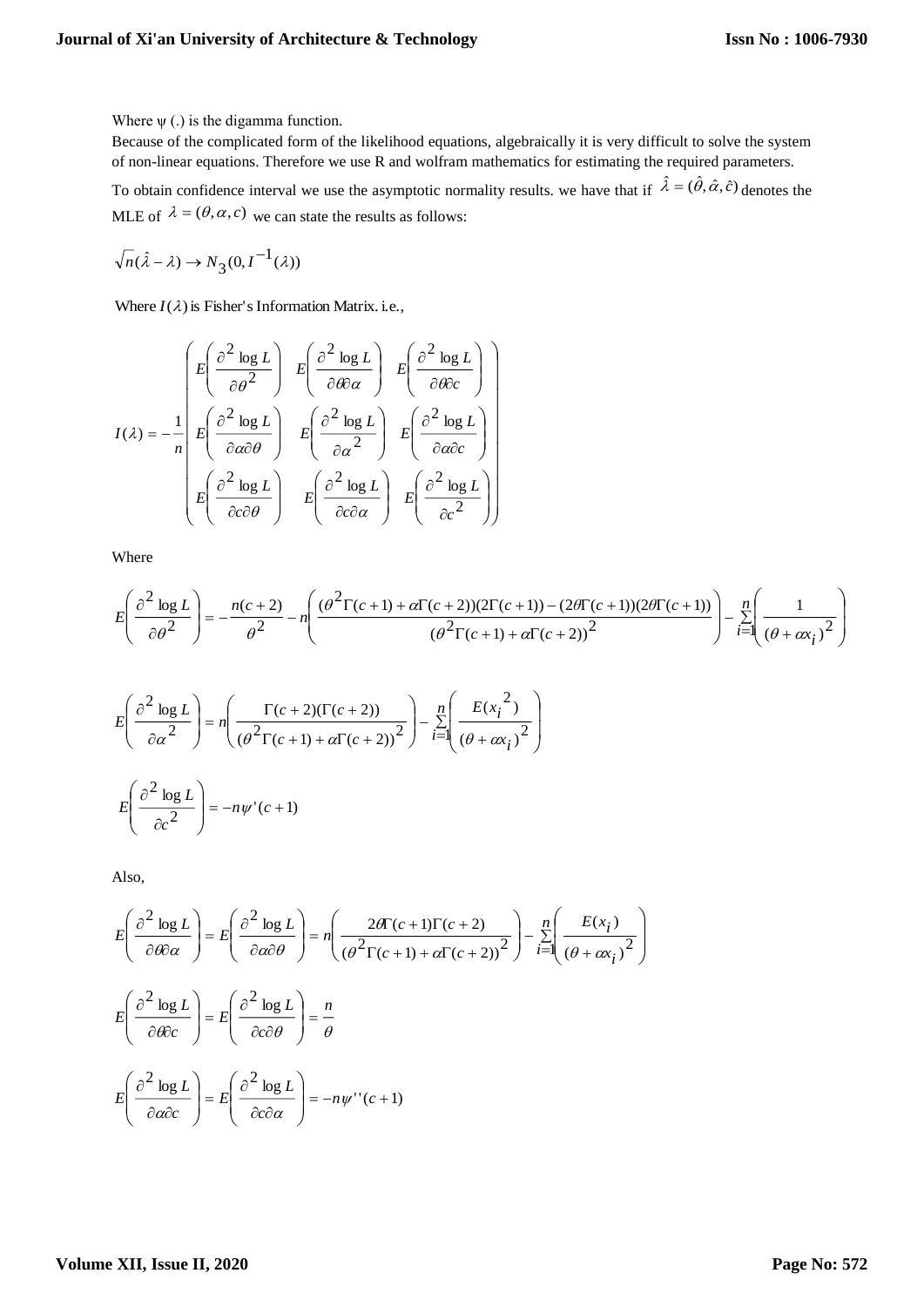Where ψ (.) is the digamma function.

Because of the complicated form of the likelihood equations, algebraically it is very difficult to solve the system of non-linear equations. Therefore we use R and wolfram mathematics for estimating the required parameters.

To obtain confidence interval we use the asymptotic normality results. we have that if $\hat{\lambda} = (\hat{\theta}, \hat{\alpha}, \hat{c})$ denotes the MLE of $\lambda = (\theta, \alpha, c)$ we can state the results as follows:

$$\sqrt{n}(\hat{\lambda} - \lambda) \to N_3(0, I^{-1}(\lambda))$$

Where $I(\lambda)$ is Fisher's Information Matrix. i.e.,

$$I(\lambda) = -\frac{1}{n}\begin{pmatrix} E\left(\frac{\partial^2 \log L}{\partial \theta^2}\right) & E\left(\frac{\partial^2 \log L}{\partial \theta \partial \alpha}\right) & E\left(\frac{\partial^2 \log L}{\partial \theta \partial c}\right) \\ E\left(\frac{\partial^2 \log L}{\partial \alpha \partial \theta}\right) & E\left(\frac{\partial^2 \log L}{\partial \alpha^2}\right) & E\left(\frac{\partial^2 \log L}{\partial \alpha \partial c}\right) \\ E\left(\frac{\partial^2 \log L}{\partial c \partial \theta}\right) & E\left(\frac{\partial^2 \log L}{\partial c \partial \alpha}\right) & E\left(\frac{\partial^2 \log L}{\partial c^2}\right) \end{pmatrix}$$

Where

$$E\left(\frac{\partial^2 \log L}{\partial \theta^2}\right) = -\frac{n(c+2)}{\theta^2} - n\left(\frac{(\theta^2\Gamma(c+1) + \alpha\Gamma(c+2))(2\Gamma(c+1)) - (2\theta\Gamma(c+1))(2\theta\Gamma(c+1))}{(\theta^2\Gamma(c+1) + \alpha\Gamma(c+2))^2}\right) - \sum_{i=1}^{n}\left(\frac{1}{(\theta + \alpha x_i)^2}\right)$$

$$E\left(\frac{\partial^2 \log L}{\partial \alpha^2}\right) = n\left(\frac{\Gamma(c+2)(\Gamma(c+2))}{(\theta^2\Gamma(c+1) + \alpha\Gamma(c+2))^2}\right) - \sum_{i=1}^{n}\left(\frac{E(x_i^2)}{(\theta + \alpha x_i)^2}\right)$$

$$E\left(\frac{\partial^2 \log L}{\partial c^2}\right) = -n\psi'(c+1)$$

Also,

$$E\left(\frac{\partial^2 \log L}{\partial \theta \partial \alpha}\right) = E\left(\frac{\partial^2 \log L}{\partial \alpha \partial \theta}\right) = n\left(\frac{2\theta\Gamma(c+1)\Gamma(c+2)}{(\theta^2\Gamma(c+1) + \alpha\Gamma(c+2))^2}\right) - \sum_{i=1}^{n}\left(\frac{E(x_i)}{(\theta + \alpha x_i)^2}\right)$$

$$E\left(\frac{\partial^2 \log L}{\partial \theta \partial c}\right) = E\left(\frac{\partial^2 \log L}{\partial c \partial \theta}\right) = \frac{n}{\theta}$$

$$E\left(\frac{\partial^2 \log L}{\partial \alpha \partial c}\right) = E\left(\frac{\partial^2 \log L}{\partial c \partial \alpha}\right) = -n\psi''(c+1)$$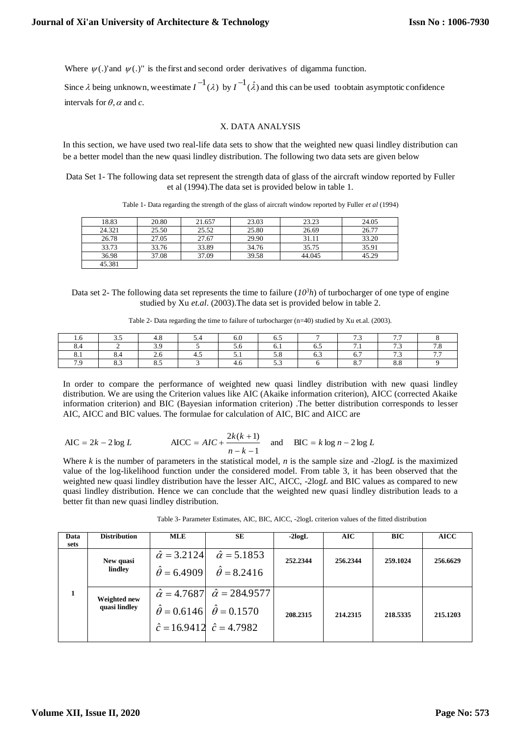Where $\psi(.)'$ and $\psi(.)''$ is the first and second order derivatives of digamma function.

Since $\lambda$ being unknown, we estimate $I^{-1}(\lambda)$ by $I^{-1}(\hat{\lambda})$ and this can be used to obtain asymptotic confidence intervals for $\theta, \alpha$ and $c$.

## X. DATA ANALYSIS

In this section, we have used two real-life data sets to show that the weighted new quasi lindley distribution can be a better model than the new quasi lindley distribution. The following two data sets are given below

Data Set 1- The following data set represent the strength data of glass of the aircraft window reported by Fuller et al (1994).The data set is provided below in table 1.

Table 1- Data regarding the strength of the glass of aircraft window reported by Fuller *et al* (1994)

| | | | | | |
|---|---|---|---|---|---|
| 18.83 | 20.80 | 21.657 | 23.03 | 23.23 | 24.05 |
| 24.321 | 25.50 | 25.52 | 25.80 | 26.69 | 26.77 |
| 26.78 | 27.05 | 27.67 | 29.90 | 31.11 | 33.20 |
| 33.73 | 33.76 | 33.89 | 34.76 | 35.75 | 35.91 |
| 36.98 | 37.08 | 37.09 | 39.58 | 44.045 | 45.29 |
| 45.381 | | | | | |

Data set 2- The following data set represents the time to failure ($10^3h$) of turbocharger of one type of engine studied by Xu *et.al*. (2003).The data set is provided below in table 2.

Table 2- Data regarding the time to failure of turbocharger (n=40) studied by Xu et.al. (2003).

| | | | | | | | | | |
|---|---|---|---|---|---|---|---|---|---|
| 1.6 | 3.5 | 4.8 | 5.4 | 6.0 | 6.5 | 7 | 7.3 | 7.7 | 8 |
| 8.4 | 2 | 3.9 | 5 | 5.6 | 6.1 | 6.5 | 7.1 | 7.3 | 7.8 |
| 8.1 | 8.4 | 2.6 | 4.5 | 5.1 | 5.8 | 6.3 | 6.7 | 7.3 | 7.7 |
| 7.9 | 8.3 | 8.5 | 3 | 4.6 | 5.3 | 6 | 8.7 | 8.8 | 9 |

In order to compare the performance of weighted new quasi lindley distribution with new quasi lindley distribution. We are using the Criterion values like AIC (Akaike information criterion), AICC (corrected Akaike information criterion) and BIC (Bayesian information criterion) .The better distribution corresponds to lesser AIC, AICC and BIC values. The formulae for calculation of AIC, BIC and AICC are

$$\text{AIC} = 2k - 2\log L \qquad \text{AICC} = AIC + \frac{2k(k+1)}{n-k-1} \quad \text{and} \quad \text{BIC} = k\log n - 2\log L$$

Where $k$ is the number of parameters in the statistical model, $n$ is the sample size and -2log$L$ is the maximized value of the log-likelihood function under the considered model. From table 3, it has been observed that the weighted new quasi lindley distribution have the lesser AIC, AICC, -2log$L$ and BIC values as compared to new quasi lindley distribution. Hence we can conclude that the weighted new quasi lindley distribution leads to a better fit than new quasi lindley distribution.

Table 3- Parameter Estimates, AIC, BIC, AICC, -2logL criterion values of the fitted distribution

| Data sets | Distribution | MLE | SE | -2logL | AIC | BIC | AICC |
|---|---|---|---|---|---|---|---|
| 1 | New quasi lindley | $\hat{\alpha} = 3.2124$<br>$\hat{\theta} = 6.4909$ | $\hat{\alpha} = 5.1853$<br>$\hat{\theta} = 8.2416$ | 252.2344 | 256.2344 | 259.1024 | 256.6629 |
| | Weighted new quasi lindley | $\hat{\alpha} = 4.7687$<br>$\hat{\theta} = 0.6146$<br>$\hat{c} = 16.9412$ | $\hat{\alpha} = 284.9577$<br>$\hat{\theta} = 0.1570$<br>$\hat{c} = 4.7982$ | 208.2315 | 214.2315 | 218.5335 | 215.1203 |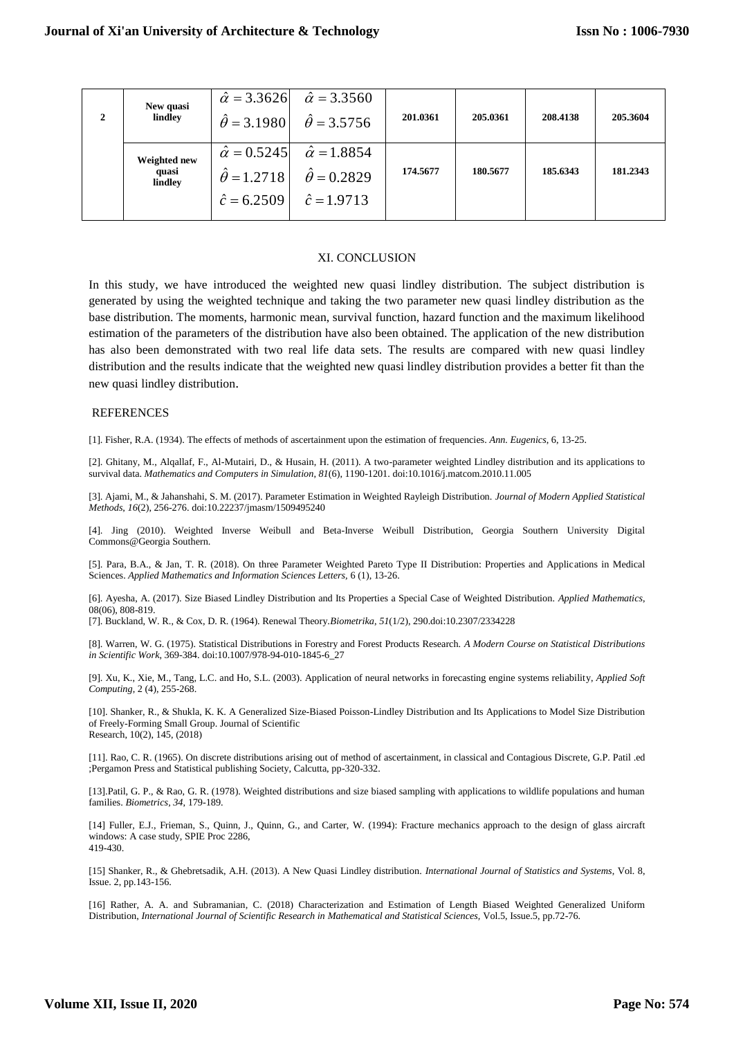| 2 | New quasi lindley | $\hat{\alpha}=3.3626$ $\hat{\theta}=3.1980$ | $\hat{\alpha}=3.3560$ $\hat{\theta}=3.5756$ | 201.0361 | 205.0361 | 208.4138 | 205.3604 |
|---|---|---|---|---|---|---|---|
| | Weighted new quasi lindley | $\hat{\alpha}=0.5245$ $\hat{\theta}=1.2718$ $\hat{c}=6.2509$ | $\hat{\alpha}=1.8854$ $\hat{\theta}=0.2829$ $\hat{c}=1.9713$ | 174.5677 | 180.5677 | 185.6343 | 181.2343 |

## XI. CONCLUSION

In this study, we have introduced the weighted new quasi lindley distribution. The subject distribution is generated by using the weighted technique and taking the two parameter new quasi lindley distribution as the base distribution. The moments, harmonic mean, survival function, hazard function and the maximum likelihood estimation of the parameters of the distribution have also been obtained. The application of the new distribution has also been demonstrated with two real life data sets. The results are compared with new quasi lindley distribution and the results indicate that the weighted new quasi lindley distribution provides a better fit than the new quasi lindley distribution.

## REFERENCES

[1]. Fisher, R.A. (1934). The effects of methods of ascertainment upon the estimation of frequencies. *Ann. Eugenics*, 6, 13-25.

[2]. Ghitany, M., Alqallaf, F., Al-Mutairi, D., & Husain, H. (2011). A two-parameter weighted Lindley distribution and its applications to survival data. *Mathematics and Computers in Simulation*, *81*(6), 1190-1201. doi:10.1016/j.matcom.2010.11.005

[3]. Ajami, M., & Jahanshahi, S. M. (2017). Parameter Estimation in Weighted Rayleigh Distribution. *Journal of Modern Applied Statistical Methods*, *16*(2), 256-276. doi:10.22237/jmasm/1509495240

[4]. Jing (2010). Weighted Inverse Weibull and Beta-Inverse Weibull Distribution, Georgia Southern University Digital Commons@Georgia Southern.

[5]. Para, B.A., & Jan, T. R. (2018). On three Parameter Weighted Pareto Type II Distribution: Properties and Applications in Medical Sciences. *Applied Mathematics and Information Sciences Letters*, 6 (1), 13-26.

[6]. Ayesha, A. (2017). Size Biased Lindley Distribution and Its Properties a Special Case of Weighted Distribution. *Applied Mathematics*, 08(06), 808-819.

[7]. Buckland, W. R., & Cox, D. R. (1964). Renewal Theory.*Biometrika*, *51*(1/2), 290.doi:10.2307/2334228

[8]. Warren, W. G. (1975). Statistical Distributions in Forestry and Forest Products Research. *A Modern Course on Statistical Distributions in Scientific Work*, 369-384. doi:10.1007/978-94-010-1845-6_27

[9]. Xu, K., Xie, M., Tang, L.C. and Ho, S.L. (2003). Application of neural networks in forecasting engine systems reliability, *Applied Soft Computing*, 2 (4), 255-268.

[10]. Shanker, R., & Shukla, K. K. A Generalized Size-Biased Poisson-Lindley Distribution and Its Applications to Model Size Distribution of Freely-Forming Small Group. Journal of Scientific
Research, 10(2), 145, (2018)

[11]. Rao, C. R. (1965). On discrete distributions arising out of method of ascertainment, in classical and Contagious Discrete, G.P. Patil .ed ;Pergamon Press and Statistical publishing Society, Calcutta, pp-320-332.

[13].Patil, G. P., & Rao, G. R. (1978). Weighted distributions and size biased sampling with applications to wildlife populations and human families. *Biometrics*, *34*, 179-189.

[14] Fuller, E.J., Frieman, S., Quinn, J., Quinn, G., and Carter, W. (1994): Fracture mechanics approach to the design of glass aircraft windows: A case study, SPIE Proc 2286,
419-430.

[15] Shanker, R., & Ghebretsadik, A.H. (2013). A New Quasi Lindley distribution. *International Journal of Statistics and Systems*, Vol. 8, Issue. 2, pp.143-156.

[16] Rather, A. A. and Subramanian, C. (2018) Characterization and Estimation of Length Biased Weighted Generalized Uniform Distribution, *International Journal of Scientific Research in Mathematical and Statistical Sciences*, Vol.5, Issue.5, pp.72-76.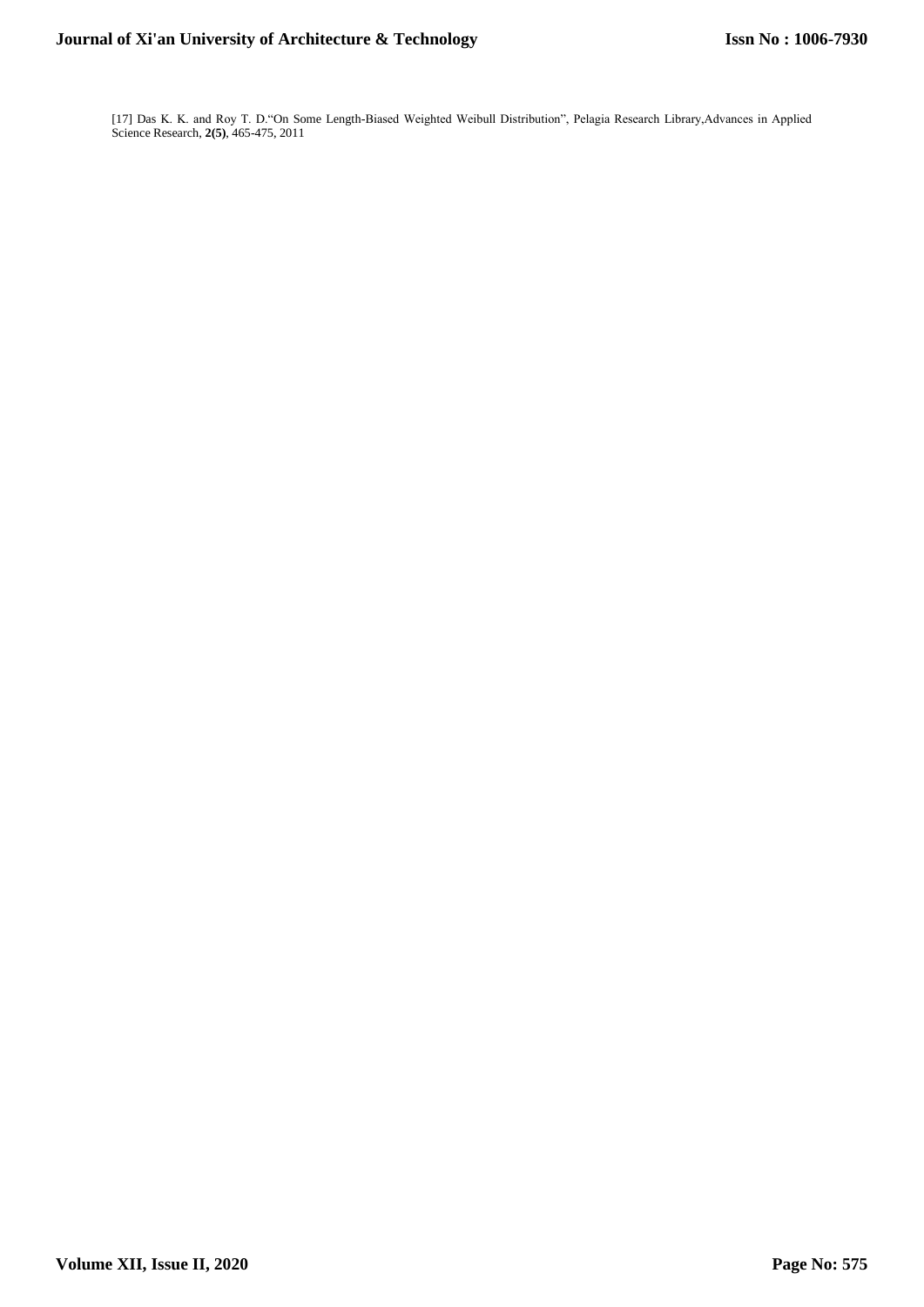[17] Das K. K. and Roy T. D."On Some Length-Biased Weighted Weibull Distribution", Pelagia Research Library,Advances in Applied Science Research, **2(5)**, 465-475, 2011